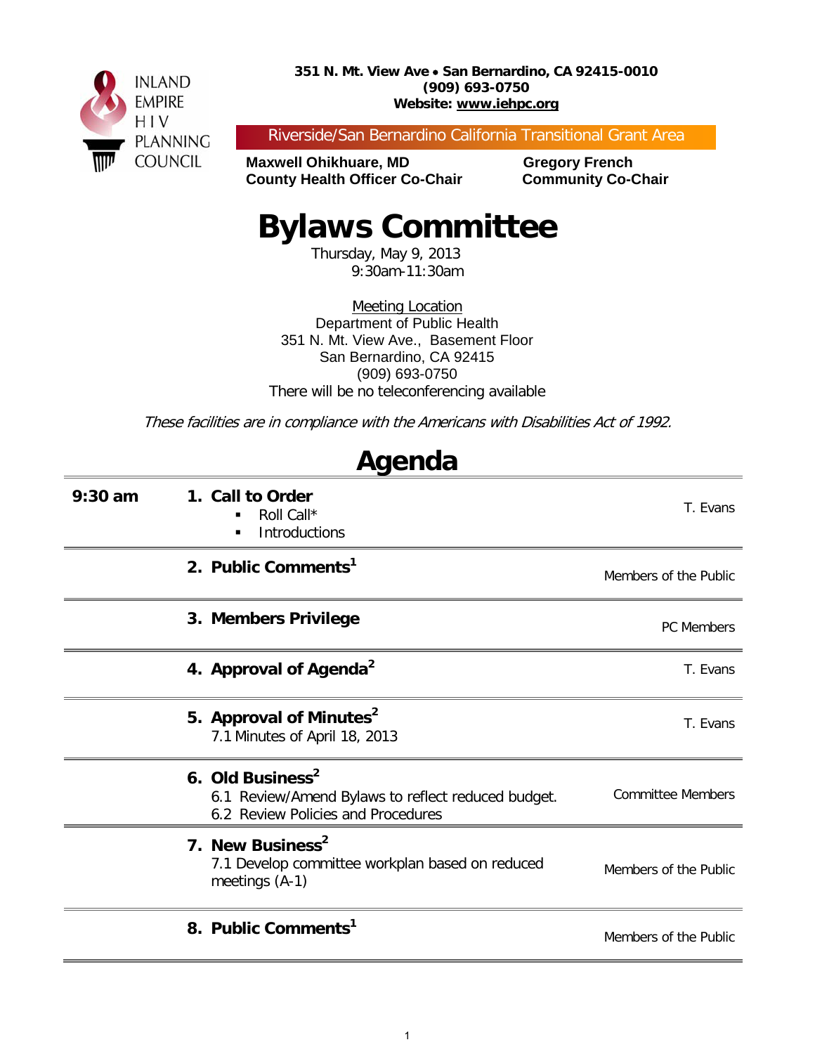INLAND EMPIRE HIV PLANNING COUNCIL

**351 N. Mt. View Ave • San Bernardino, CA 92415-0010**
**(909) 693-0750**
**Website: www.iehpc.org**

Riverside/San Bernardino California Transitional Grant Area

**Maxwell Ohikhuare, MD**
**County Health Officer Co-Chair**

**Gregory French**
**Community Co-Chair**

# Bylaws Committee

Thursday, May 9, 2013
9:30am-11:30am

Meeting Location
Department of Public Health
351 N. Mt. View Ave., Basement Floor
San Bernardino, CA 92415
(909) 693-0750
There will be no teleconferencing available

*These facilities are in compliance with the Americans with Disabilities Act of 1992.*

## Agenda

| Time | Item | Presenter |
|---|---|---|
| **9:30 am** | **1. Call to Order**<br>▪ Roll Call*<br>▪ Introductions | T. Evans |
| | **2. Public Comments[1]** | Members of the Public |
| | **3. Members Privilege** | PC Members |
| | **4. Approval of Agenda[2]** | T. Evans |
| | **5. Approval of Minutes[2]**<br>7.1 Minutes of April 18, 2013 | T. Evans |
| | **6. Old Business[2]**<br>6.1 Review/Amend Bylaws to reflect reduced budget.<br>6.2 Review Policies and Procedures | Committee Members |
| | **7. New Business[2]**<br>7.1 Develop committee workplan based on reduced meetings (A-1) | Members of the Public |
| | **8. Public Comments[1]** | Members of the Public |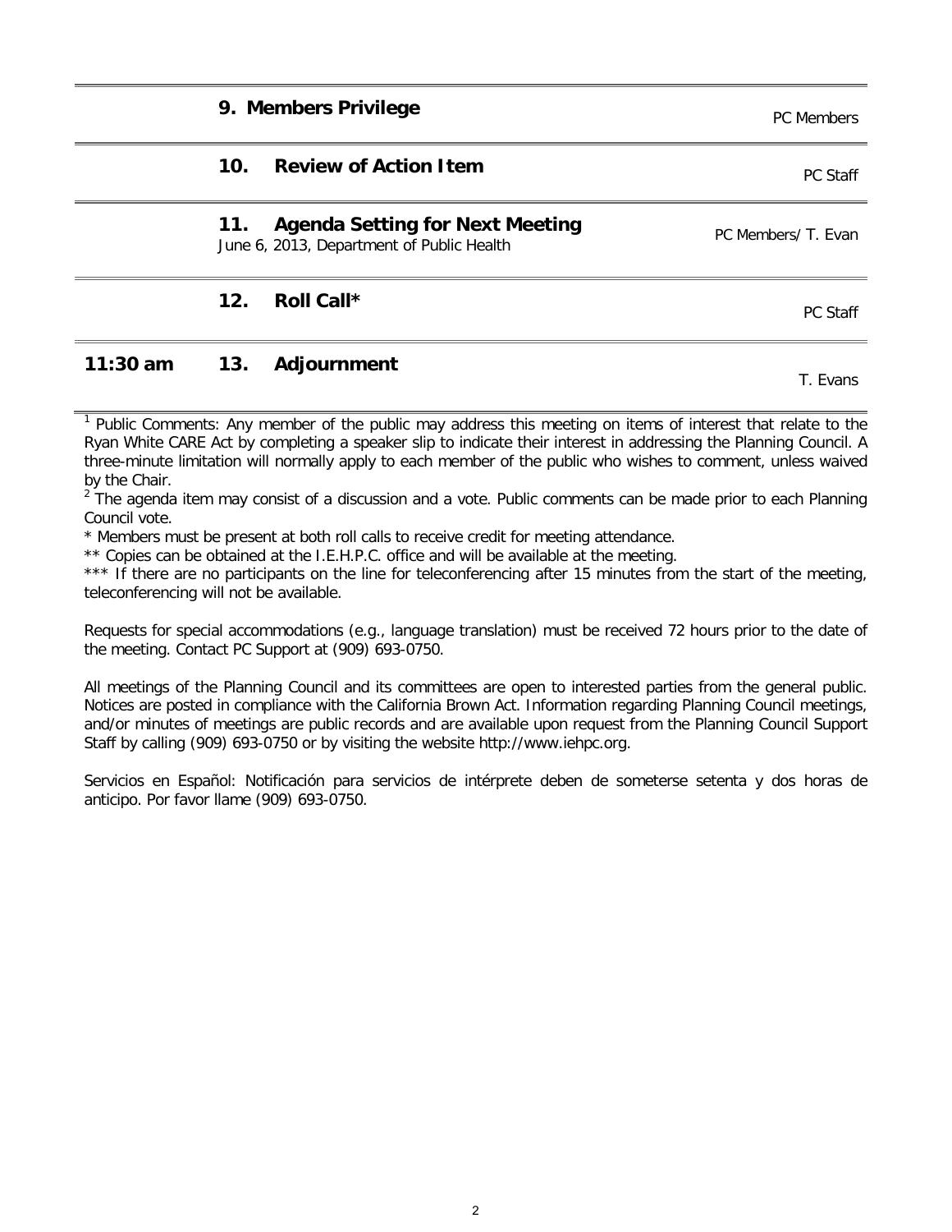| Time | # | Item | Presenter |
|---|---|---|---|
| | 9. | **Members Privilege** | PC Members |
| | 10. | **Review of Action Item** | PC Staff |
| | 11. | **Agenda Setting for Next Meeting**<br>June 6, 2013, Department of Public Health | PC Members/ T. Evan |
| | 12. | **Roll Call*** | PC Staff |
| **11:30 am** | 13. | **Adjournment** | T. Evans |

[1] Public Comments: Any member of the public may address this meeting on items of interest that relate to the Ryan White CARE Act by completing a speaker slip to indicate their interest in addressing the Planning Council. A three-minute limitation will normally apply to each member of the public who wishes to comment, unless waived by the Chair.

[2] The agenda item may consist of a discussion and a vote. Public comments can be made prior to each Planning Council vote.

\* Members must be present at both roll calls to receive credit for meeting attendance.

\*\* Copies can be obtained at the I.E.H.P.C. office and will be available at the meeting.

\*\*\* If there are no participants on the line for teleconferencing after 15 minutes from the start of the meeting, teleconferencing will not be available.

Requests for special accommodations (e.g., language translation) must be received 72 hours prior to the date of the meeting. Contact PC Support at (909) 693-0750.

All meetings of the Planning Council and its committees are open to interested parties from the general public. Notices are posted in compliance with the California Brown Act. Information regarding Planning Council meetings, and/or minutes of meetings are public records and are available upon request from the Planning Council Support Staff by calling (909) 693-0750 or by visiting the website http://www.iehpc.org.

Servicios en Español: Notificación para servicios de intérprete deben de someterse setenta y dos horas de anticipo. Por favor llame (909) 693-0750.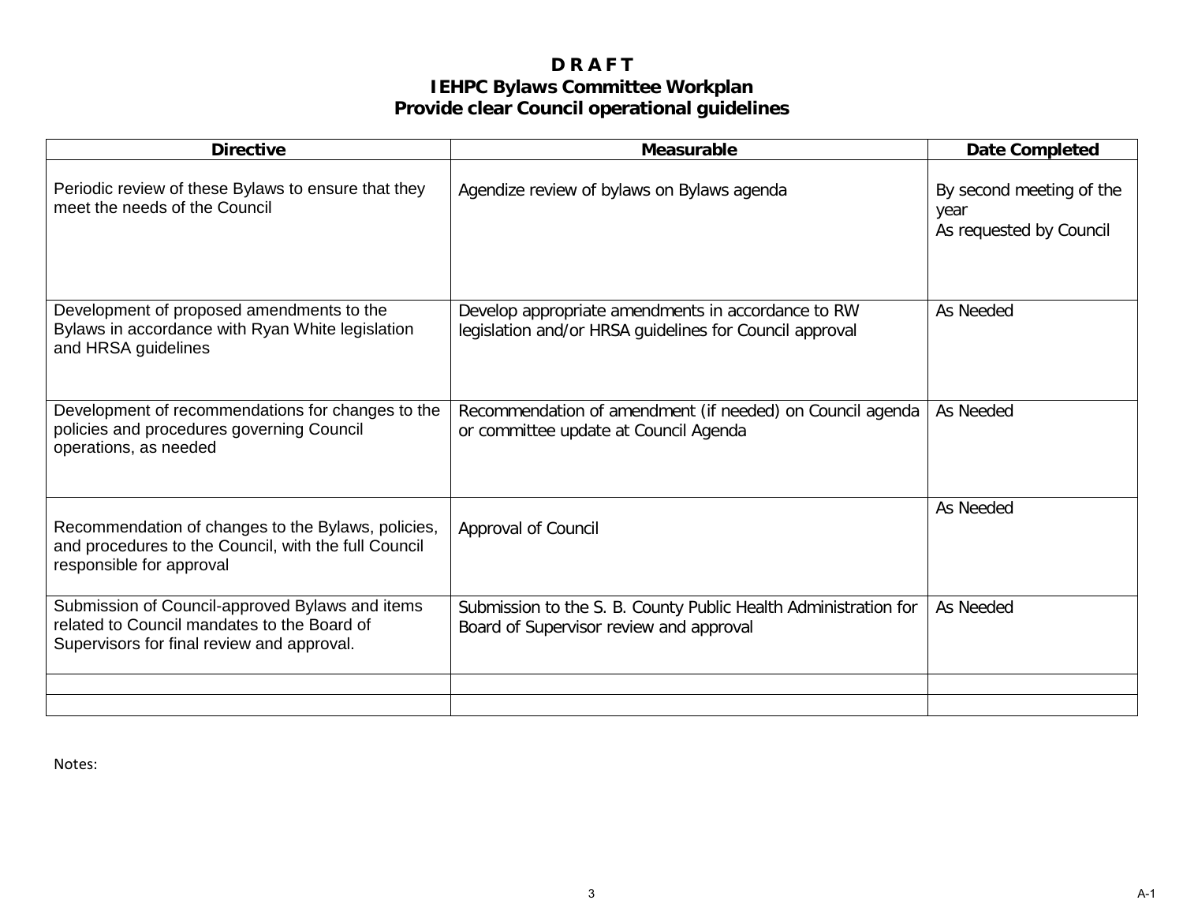# D R A F T

## IEHPC Bylaws Committee Workplan

### Provide clear Council operational guidelines

| Directive | Measurable | Date Completed |
|---|---|---|
| Periodic review of these Bylaws to ensure that they meet the needs of the Council | Agendize review of bylaws on Bylaws agenda | By second meeting of the year<br>As requested by Council |
| Development of proposed amendments to the Bylaws in accordance with Ryan White legislation and HRSA guidelines | Develop appropriate amendments in accordance to RW legislation and/or HRSA guidelines for Council approval | As Needed |
| Development of recommendations for changes to the policies and procedures governing Council operations, as needed | Recommendation of amendment (if needed) on Council agenda or committee update at Council Agenda | As Needed |
| Recommendation of changes to the Bylaws, policies, and procedures to the Council, with the full Council responsible for approval | Approval of Council | As Needed |
| Submission of Council-approved Bylaws and items related to Council mandates to the Board of Supervisors for final review and approval. | Submission to the S. B. County Public Health Administration for Board of Supervisor review and approval | As Needed |
| | | |
| | | |

Notes:

A-1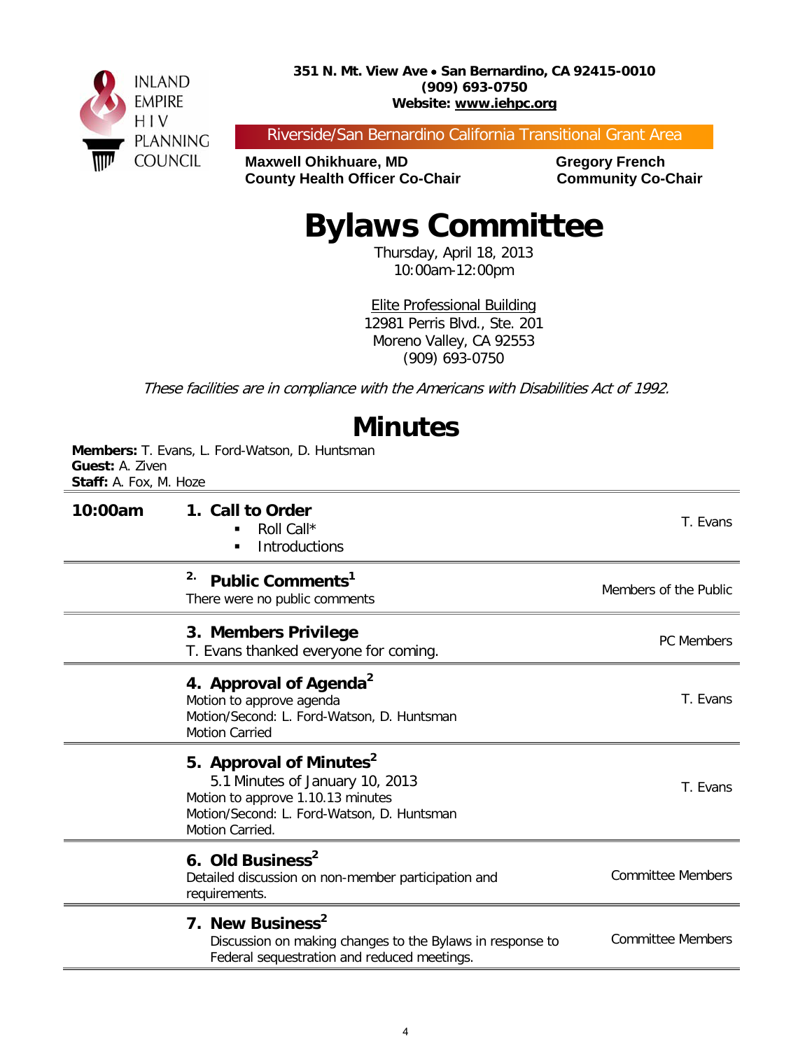INLAND EMPIRE HIV PLANNING COUNCIL

**351 N. Mt. View Ave • San Bernardino, CA 92415-0010**
**(909) 693-0750**
**Website: www.iehpc.org**

Riverside/San Bernardino California Transitional Grant Area

**Maxwell Ohikhuare, MD**
**County Health Officer Co-Chair**

**Gregory French**
**Community Co-Chair**

# Bylaws Committee

Thursday, April 18, 2013
10:00am-12:00pm

Elite Professional Building
12981 Perris Blvd., Ste. 201
Moreno Valley, CA 92553
(909) 693-0750

*These facilities are in compliance with the Americans with Disabilities Act of 1992.*

## Minutes

**Members:** T. Evans, L. Ford-Watson, D. Huntsman
**Guest:** A. Ziven
**Staff:** A. Fox, M. Hoze

| Time | Item | Responsible |
|---|---|---|
| **10:00am** | **1. Call to Order**<br>▪ Roll Call*<br>▪ Introductions | T. Evans |
| | **2. Public Comments[1]**<br>There were no public comments | Members of the Public |
| | **3. Members Privilege**<br>T. Evans thanked everyone for coming. | PC Members |
| | **4. Approval of Agenda[2]**<br>Motion to approve agenda<br>Motion/Second: L. Ford-Watson, D. Huntsman<br>Motion Carried | T. Evans |
| | **5. Approval of Minutes[2]**<br>5.1 Minutes of January 10, 2013<br>Motion to approve 1.10.13 minutes<br>Motion/Second: L. Ford-Watson, D. Huntsman<br>Motion Carried. | T. Evans |
| | **6. Old Business[2]**<br>Detailed discussion on non-member participation and requirements. | Committee Members |
| | **7. New Business[2]**<br>Discussion on making changes to the Bylaws in response to Federal sequestration and reduced meetings. | Committee Members |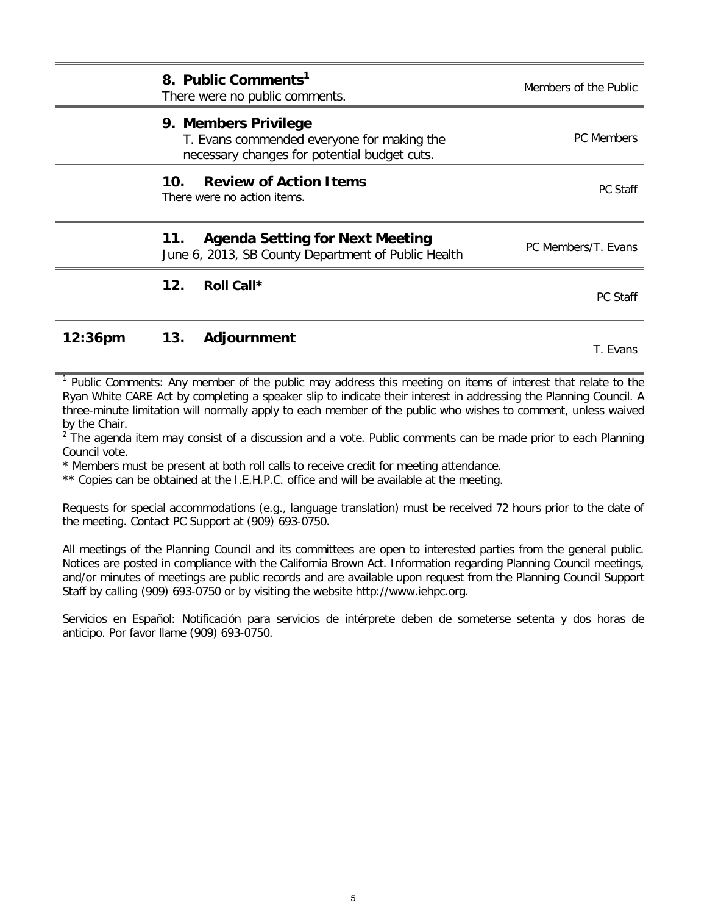| | | |
|---|---|---|
| | **8. Public Comments[1]** There were no public comments. | Members of the Public |
| | **9. Members Privilege** T. Evans commended everyone for making the necessary changes for potential budget cuts. | PC Members |
| | **10. Review of Action Items** There were no action items. | PC Staff |
| | **11. Agenda Setting for Next Meeting** June 6, 2013, SB County Department of Public Health | PC Members/T. Evans |
| | **12. Roll Call*** | PC Staff |
| **12:36pm** | **13. Adjournment** | T. Evans |

[1] Public Comments: Any member of the public may address this meeting on items of interest that relate to the Ryan White CARE Act by completing a speaker slip to indicate their interest in addressing the Planning Council. A three-minute limitation will normally apply to each member of the public who wishes to comment, unless waived by the Chair.

[2] The agenda item may consist of a discussion and a vote. Public comments can be made prior to each Planning Council vote.

* Members must be present at both roll calls to receive credit for meeting attendance.

** Copies can be obtained at the I.E.H.P.C. office and will be available at the meeting.

Requests for special accommodations (e.g., language translation) must be received 72 hours prior to the date of the meeting. Contact PC Support at (909) 693-0750.

All meetings of the Planning Council and its committees are open to interested parties from the general public. Notices are posted in compliance with the California Brown Act. Information regarding Planning Council meetings, and/or minutes of meetings are public records and are available upon request from the Planning Council Support Staff by calling (909) 693-0750 or by visiting the website http://www.iehpc.org.

Servicios en Español: Notificación para servicios de intérprete deben de someterse setenta y dos horas de anticipo. Por favor llame (909) 693-0750.